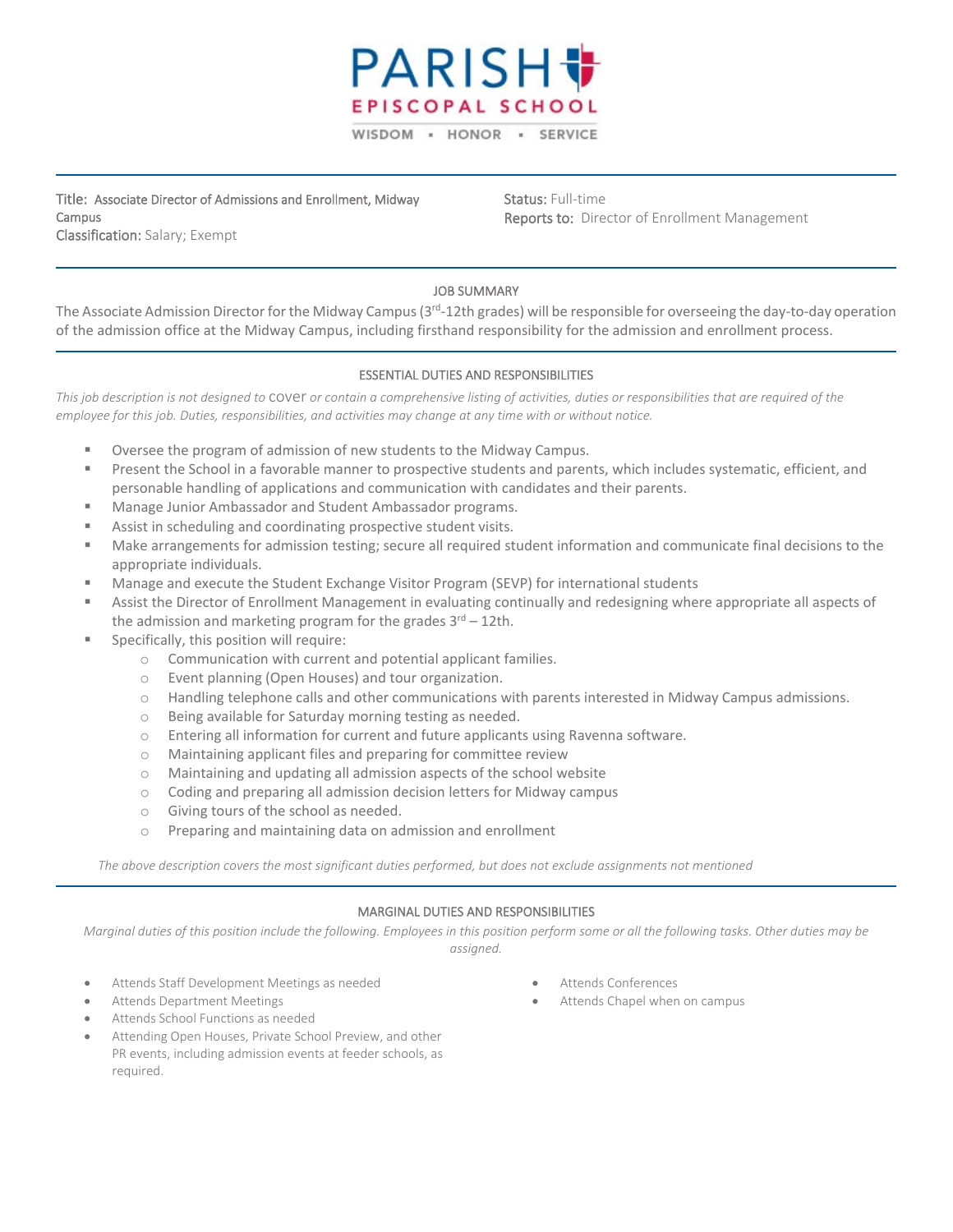# PARISH EPISCOPAL SCHOOL

WISDOM ▪ HONOR ▪ SERVICE

---

**Title:** Associate Director of Admissions and Enrollment, Midway Campus
**Classification:** Salary; Exempt

**Status:** Full-time
**Reports to:** Director of Enrollment Management

---

## JOB SUMMARY

The Associate Admission Director for the Midway Campus (3rd-12th grades) will be responsible for overseeing the day-to-day operation of the admission office at the Midway Campus, including firsthand responsibility for the admission and enrollment process.

---

## ESSENTIAL DUTIES AND RESPONSIBILITIES

*This job description is not designed to cover or contain a comprehensive listing of activities, duties or responsibilities that are required of the employee for this job. Duties, responsibilities, and activities may change at any time with or without notice.*

- Oversee the program of admission of new students to the Midway Campus.
- Present the School in a favorable manner to prospective students and parents, which includes systematic, efficient, and personable handling of applications and communication with candidates and their parents.
- Manage Junior Ambassador and Student Ambassador programs.
- Assist in scheduling and coordinating prospective student visits.
- Make arrangements for admission testing; secure all required student information and communicate final decisions to the appropriate individuals.
- Manage and execute the Student Exchange Visitor Program (SEVP) for international students
- Assist the Director of Enrollment Management in evaluating continually and redesigning where appropriate all aspects of the admission and marketing program for the grades 3rd – 12th.
- Specifically, this position will require:
  - Communication with current and potential applicant families.
  - Event planning (Open Houses) and tour organization.
  - Handling telephone calls and other communications with parents interested in Midway Campus admissions.
  - Being available for Saturday morning testing as needed.
  - Entering all information for current and future applicants using Ravenna software.
  - Maintaining applicant files and preparing for committee review
  - Maintaining and updating all admission aspects of the school website
  - Coding and preparing all admission decision letters for Midway campus
  - Giving tours of the school as needed.
  - Preparing and maintaining data on admission and enrollment

*The above description covers the most significant duties performed, but does not exclude assignments not mentioned*

---

## MARGINAL DUTIES AND RESPONSIBILITIES

*Marginal duties of this position include the following. Employees in this position perform some or all the following tasks. Other duties may be assigned.*

- Attends Staff Development Meetings as needed
- Attends Department Meetings
- Attends School Functions as needed
- Attending Open Houses, Private School Preview, and other PR events, including admission events at feeder schools, as required.
- Attends Conferences
- Attends Chapel when on campus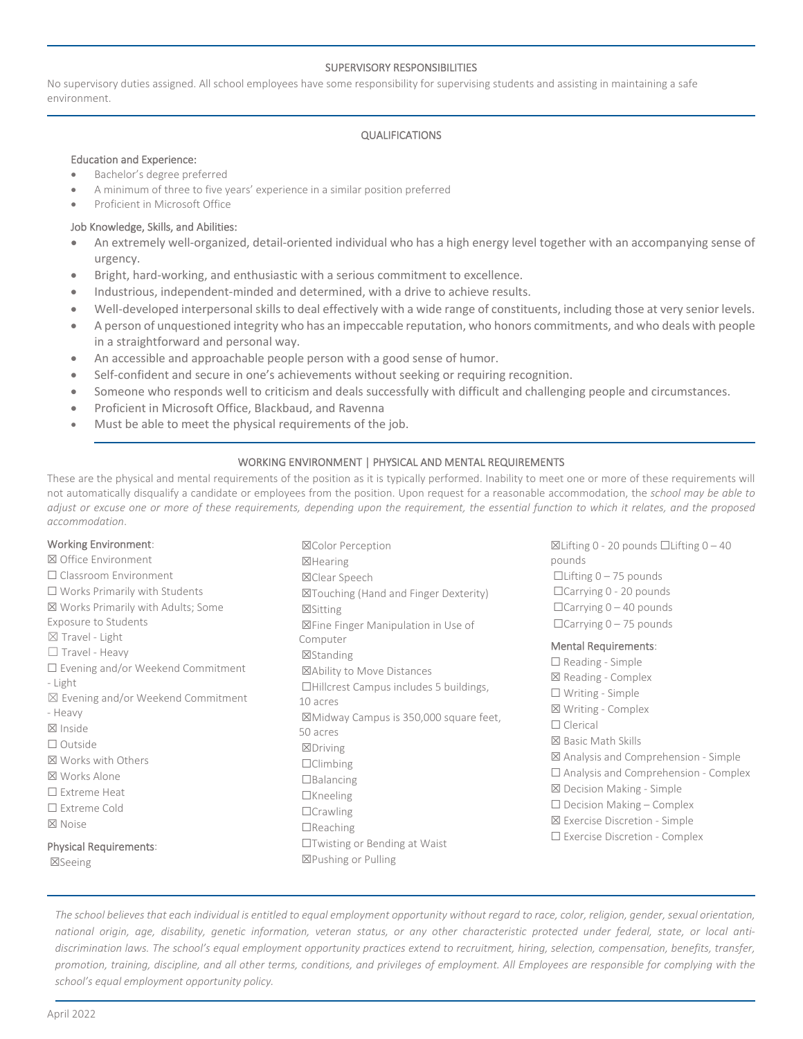## SUPERVISORY RESPONSIBILITIES

No supervisory duties assigned. All school employees have some responsibility for supervising students and assisting in maintaining a safe environment.

## QUALIFICATIONS

### Education and Experience:

- Bachelor's degree preferred
- A minimum of three to five years' experience in a similar position preferred
- Proficient in Microsoft Office

### Job Knowledge, Skills, and Abilities:

- An extremely well-organized, detail-oriented individual who has a high energy level together with an accompanying sense of urgency.
- Bright, hard-working, and enthusiastic with a serious commitment to excellence.
- Industrious, independent-minded and determined, with a drive to achieve results.
- Well-developed interpersonal skills to deal effectively with a wide range of constituents, including those at very senior levels.
- A person of unquestioned integrity who has an impeccable reputation, who honors commitments, and who deals with people in a straightforward and personal way.
- An accessible and approachable people person with a good sense of humor.
- Self-confident and secure in one's achievements without seeking or requiring recognition.
- Someone who responds well to criticism and deals successfully with difficult and challenging people and circumstances.
- Proficient in Microsoft Office, Blackbaud, and Ravenna
- Must be able to meet the physical requirements of the job.

## WORKING ENVIRONMENT | PHYSICAL AND MENTAL REQUIREMENTS

These are the physical and mental requirements of the position as it is typically performed. Inability to meet one or more of these requirements will not automatically disqualify a candidate or employees from the position. Upon request for a reasonable accommodation, the *school may be able to adjust or excuse one or more of these requirements, depending upon the requirement, the essential function to which it relates, and the proposed accommodation*.

### Working Environment:

☒ Office Environment
☐ Classroom Environment
☐ Works Primarily with Students
☒ Works Primarily with Adults; Some Exposure to Students
☒ Travel - Light
☐ Travel - Heavy
☐ Evening and/or Weekend Commitment - Light
☒ Evening and/or Weekend Commitment - Heavy
☒ Inside
☐ Outside
☒ Works with Others
☒ Works Alone
☐ Extreme Heat
☐ Extreme Cold
☒ Noise

### Physical Requirements:

☒Seeing
☒Color Perception
☒Hearing
☒Clear Speech
☒Touching (Hand and Finger Dexterity)
☒Sitting
☒Fine Finger Manipulation in Use of Computer
☒Standing
☒Ability to Move Distances
☐Hillcrest Campus includes 5 buildings, 10 acres
☒Midway Campus is 350,000 square feet, 50 acres
☒Driving
☐Climbing
☐Balancing
☐Kneeling
☐Crawling
☐Reaching
☐Twisting or Bending at Waist
☒Pushing or Pulling
☒Lifting 0 - 20 pounds
☐Lifting 0 – 40 pounds
☐Lifting 0 – 75 pounds
☐Carrying 0 - 20 pounds
☐Carrying 0 – 40 pounds
☐Carrying 0 – 75 pounds

### Mental Requirements:

☐ Reading - Simple
☒ Reading - Complex
☐ Writing - Simple
☒ Writing - Complex
☐ Clerical
☒ Basic Math Skills
☒ Analysis and Comprehension - Simple
☐ Analysis and Comprehension - Complex
☒ Decision Making - Simple
☐ Decision Making – Complex
☒ Exercise Discretion - Simple
☐ Exercise Discretion - Complex

*The school believes that each individual is entitled to equal employment opportunity without regard to race, color, religion, gender, sexual orientation, national origin, age, disability, genetic information, veteran status, or any other characteristic protected under federal, state, or local anti-discrimination laws. The school's equal employment opportunity practices extend to recruitment, hiring, selection, compensation, benefits, transfer, promotion, training, discipline, and all other terms, conditions, and privileges of employment. All Employees are responsible for complying with the school's equal employment opportunity policy.*

April 2022